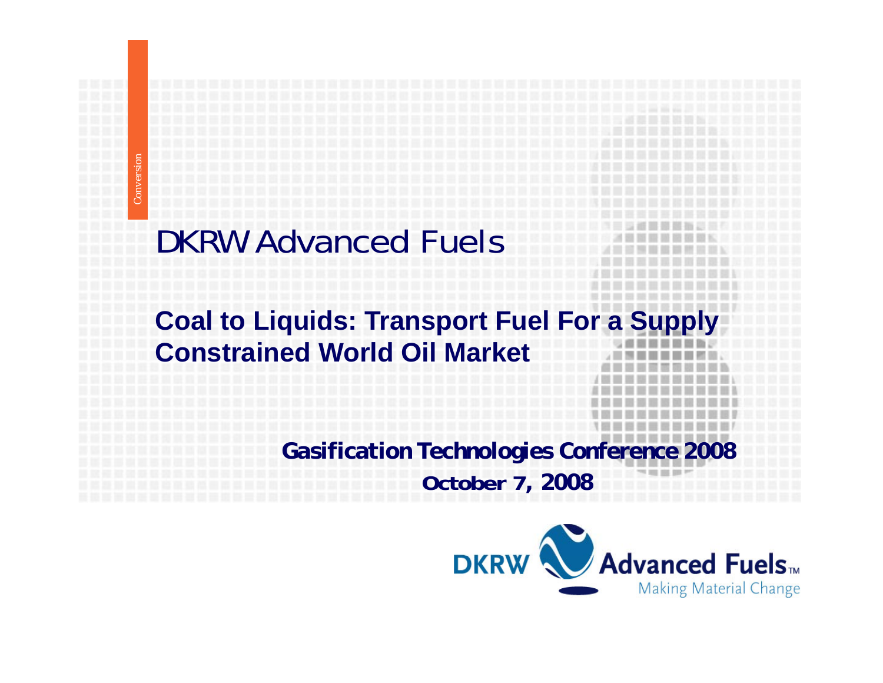Conversion

# DKRW Advanced Fuels

## Coal to Liquids: Transport Fuel For a Supply Constrained World Oil Market

**Gasification Technologies Conference 2008**

**October 7, 2008**

DKRW Advanced Fuels™

Making Material Change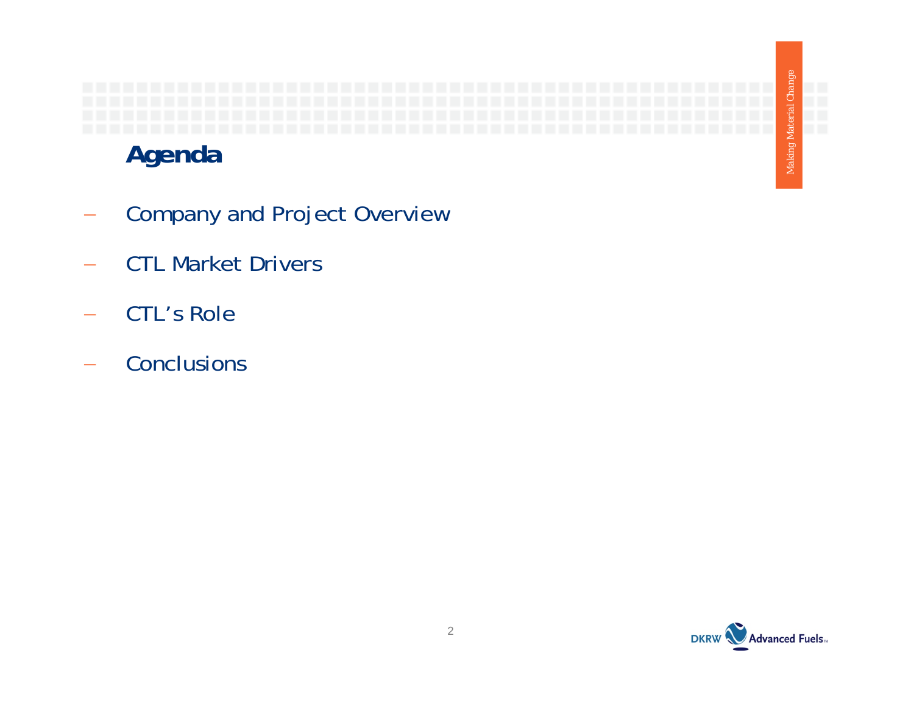## Agenda

- Company and Project Overview
- CTL Market Drivers
- CTL's Role
- Conclusions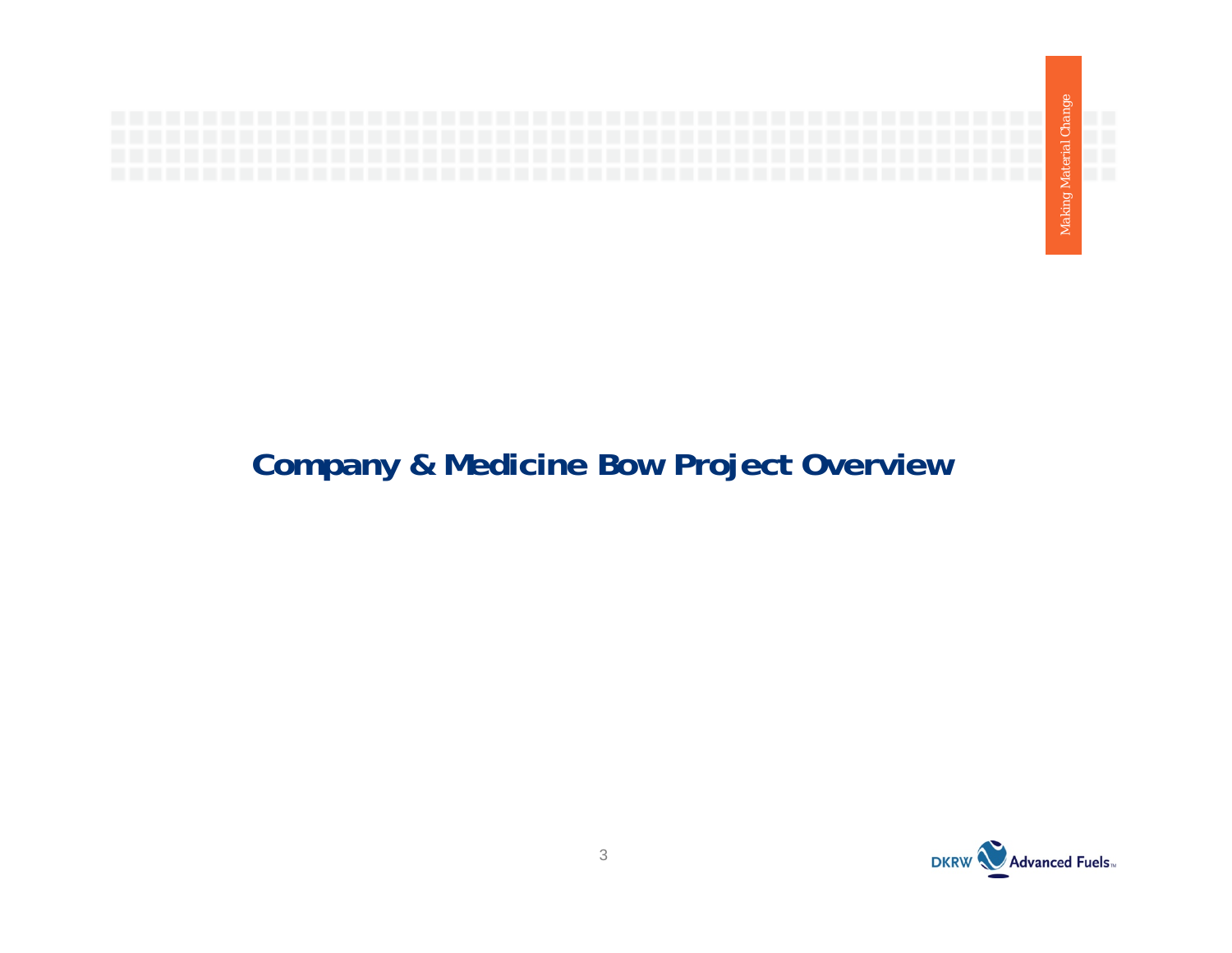# Company & Medicine Bow Project Overview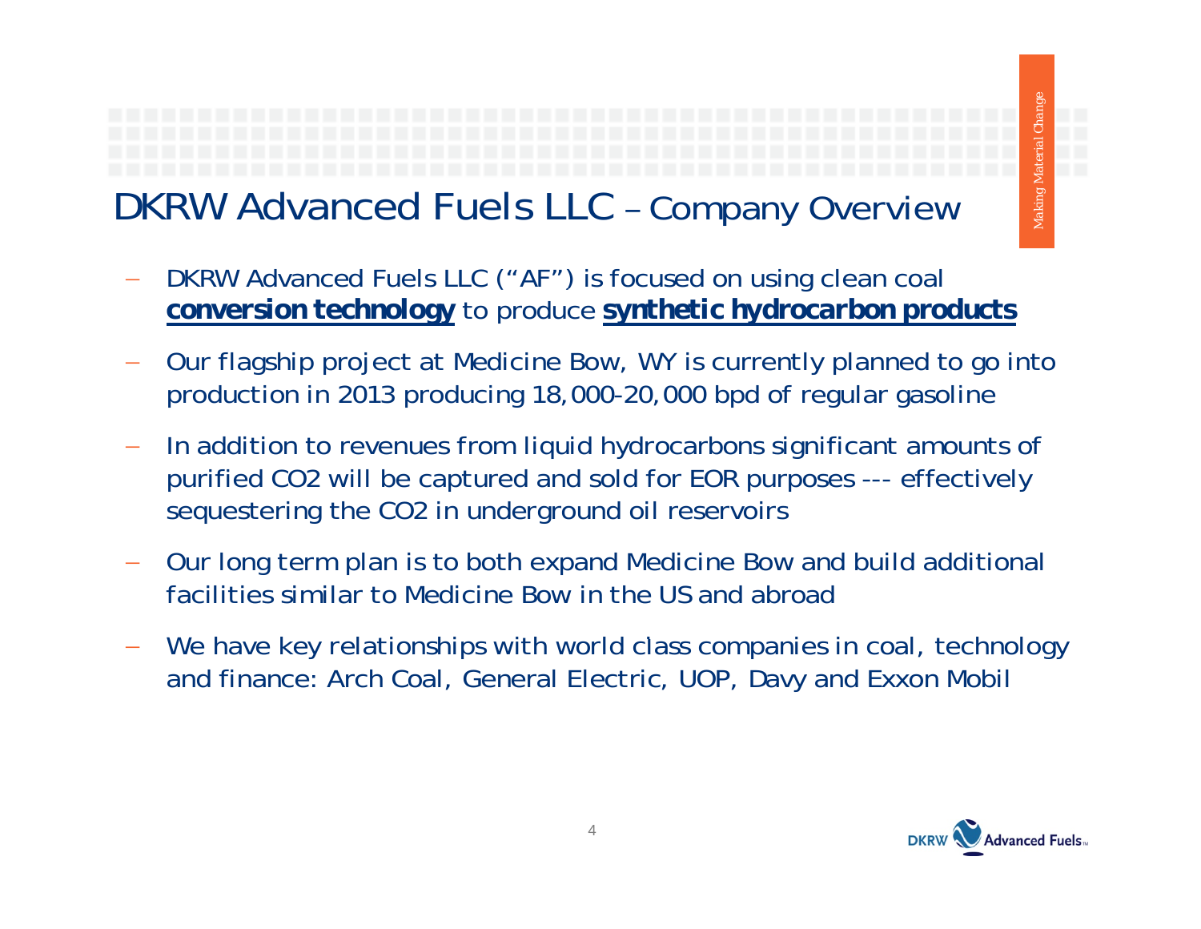# DKRW Advanced Fuels LLC – Company Overview

- DKRW Advanced Fuels LLC ("AF") is focused on using clean coal **conversion technology** to produce **synthetic hydrocarbon products**
- Our flagship project at Medicine Bow, WY is currently planned to go into production in 2013 producing 18,000-20,000 bpd of regular gasoline
- In addition to revenues from liquid hydrocarbons significant amounts of purified $CO_2$ will be captured and sold for EOR purposes --- effectively sequestering the $CO_2$ in underground oil reservoirs
- Our long term plan is to both expand Medicine Bow and build additional facilities similar to Medicine Bow in the US and abroad
- We have key relationships with world class companies in coal, technology and finance: Arch Coal, General Electric, UOP, Davy and Exxon Mobil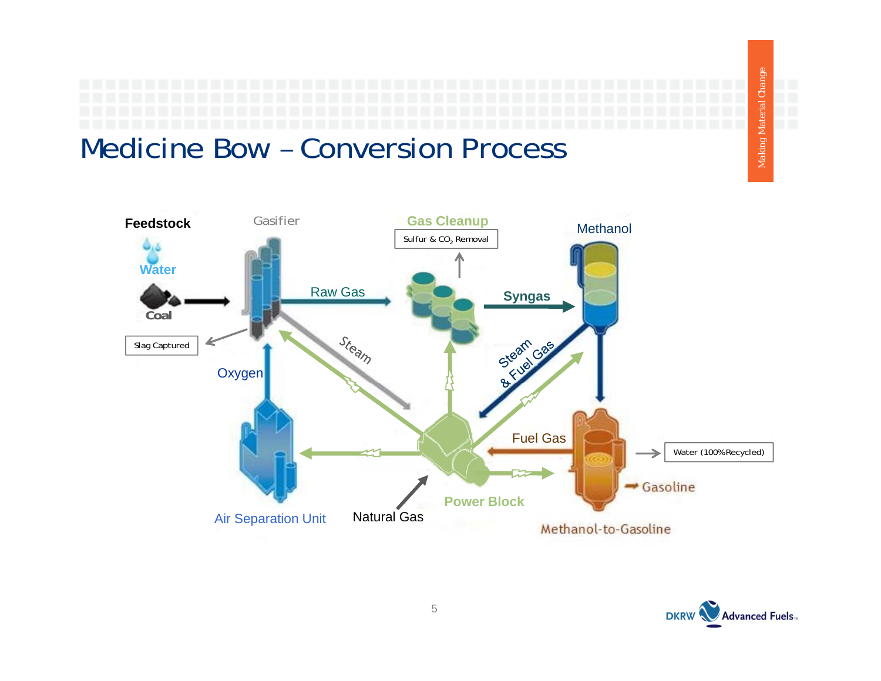# Medicine Bow – Conversion Process

Feedstock

Water

Coal

Gasifier

Slag Captured

Raw Gas

Gas Cleanup

Sulfur & $CO_2$ Removal

Syngas

Methanol

Oxygen

Steam

Steam & Fuel Gas

Fuel Gas

Water (100% Recycled)

Gasoline

Air Separation Unit

Natural Gas

Power Block

Methanol-to-Gasoline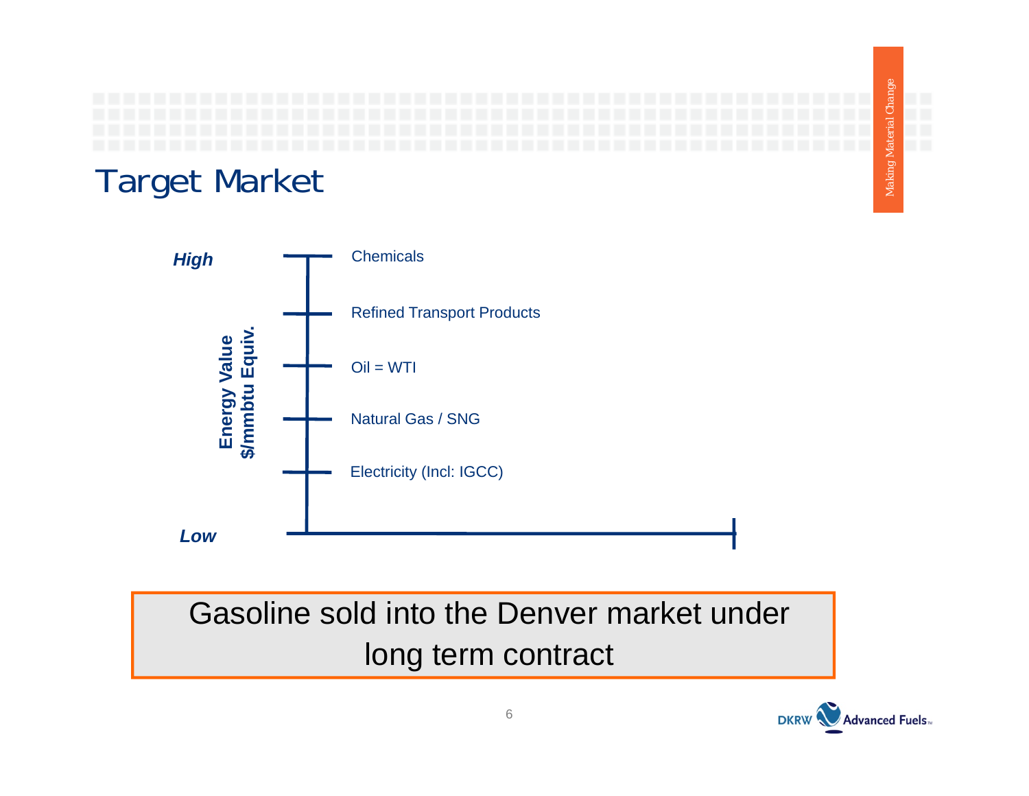# Target Market

**Energy Value $/mmbtu Equiv.**

***High***

- Chemicals
- Refined Transport Products
- Oil = WTI
- Natural Gas / SNG
- Electricity (Incl: IGCC)

***Low***

Gasoline sold into the Denver market under long term contract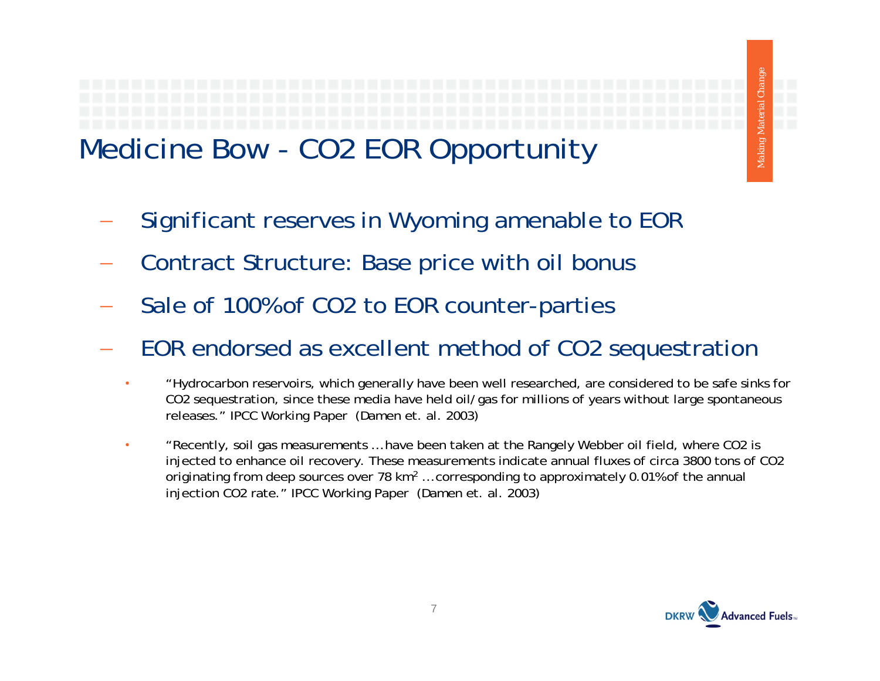# Medicine Bow - CO2 EOR Opportunity

- Significant reserves in Wyoming amenable to EOR
- Contract Structure: Base price with oil bonus
- Sale of 100%of CO2 to EOR counter-parties
- EOR endorsed as excellent method of CO2 sequestration
  - "Hydrocarbon reservoirs, which generally have been well researched, are considered to be safe sinks for CO2 sequestration, since these media have held oil/gas for millions of years without large spontaneous releases." IPCC Working Paper (Damen et. al. 2003)
  - "Recently, soil gas measurements …have been taken at the Rangely Webber oil field, where CO2 is injected to enhance oil recovery. These measurements indicate annual fluxes of circa 3800 tons of CO2 originating from deep sources over 78 $km^2$ …corresponding to approximately 0.01%of the annual injection CO2 rate." IPCC Working Paper (Damen et. al. 2003)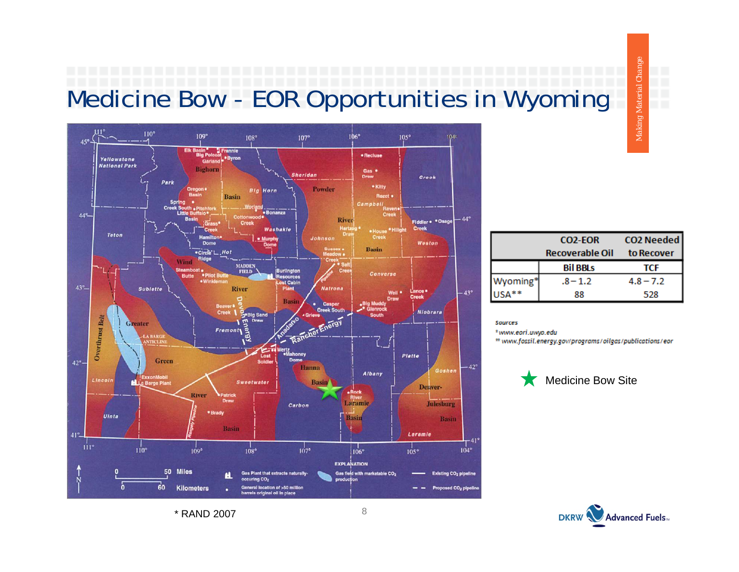# Medicine Bow - EOR Opportunities in Wyoming

| | $CO_2$-EOR Recoverable Oil | $CO_2$ Needed to Recover |
|---|---|---|
| | Bil BBLs | TCF |
| Wyoming* | .8 – 1.2 | 4.8 – 7.2 |
| USA** | 88 | 528 |

*Sources*

* www.eori.uwyo.edu

** www.fossil.energy.gov/programs/oilgas/publications/eor

★ Medicine Bow Site

* RAND 2007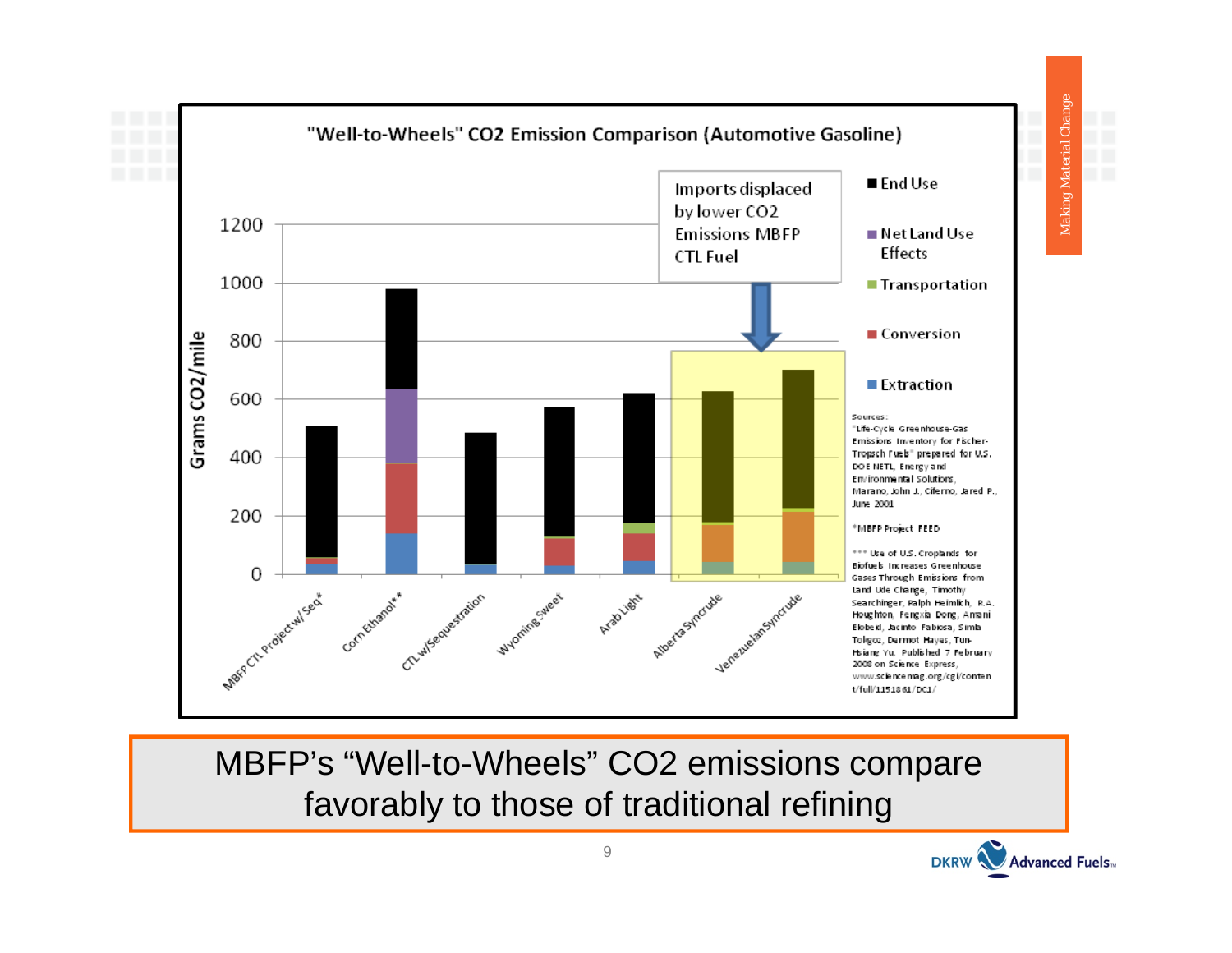## "Well-to-Wheels" $CO_2$ Emission Comparison (Automotive Gasoline)

Imports displaced by lower $CO_2$ Emissions MBFP CTL Fuel

Legend: End Use; Net Land Use Effects; Transportation; Conversion; Extraction

Y-axis: Grams $CO_2$/mile (0–1200)

Categories: MBFP CTL Project w/ Seq*, Corn Ethanol**, CTL w/Sequestration, Wyoming Sweet, Arab Light, Alberta Syncrude, Venezuelan Syncrude

Sources:
"Life-Cycle Greenhouse-Gas Emissions Inventory for Fischer-Tropsch Fuels" prepared for U.S. DOE NETL, Energy and Environmental Solutions, Marano, John J., Ciferno, Jared P., June 2001

*MBFP Project FEED

*** Use of U.S. Croplands for Biofuels Increases Greenhouse Gases Through Emissions from Land Use Change, Timothy Searchinger, Ralph Heimlich, R.A. Houghton, Fengxia Dong, Amani Elobeid, Jacinto Fabiosa, Simla Tokgoz, Dermot Hayes, Tun-Hsiang Yu, Published 7 February 2008 on Science Express, www.sciencemag.org/cgi/content/full/1151861/DC1/

MBFP's "Well-to-Wheels" $CO_2$ emissions compare favorably to those of traditional refining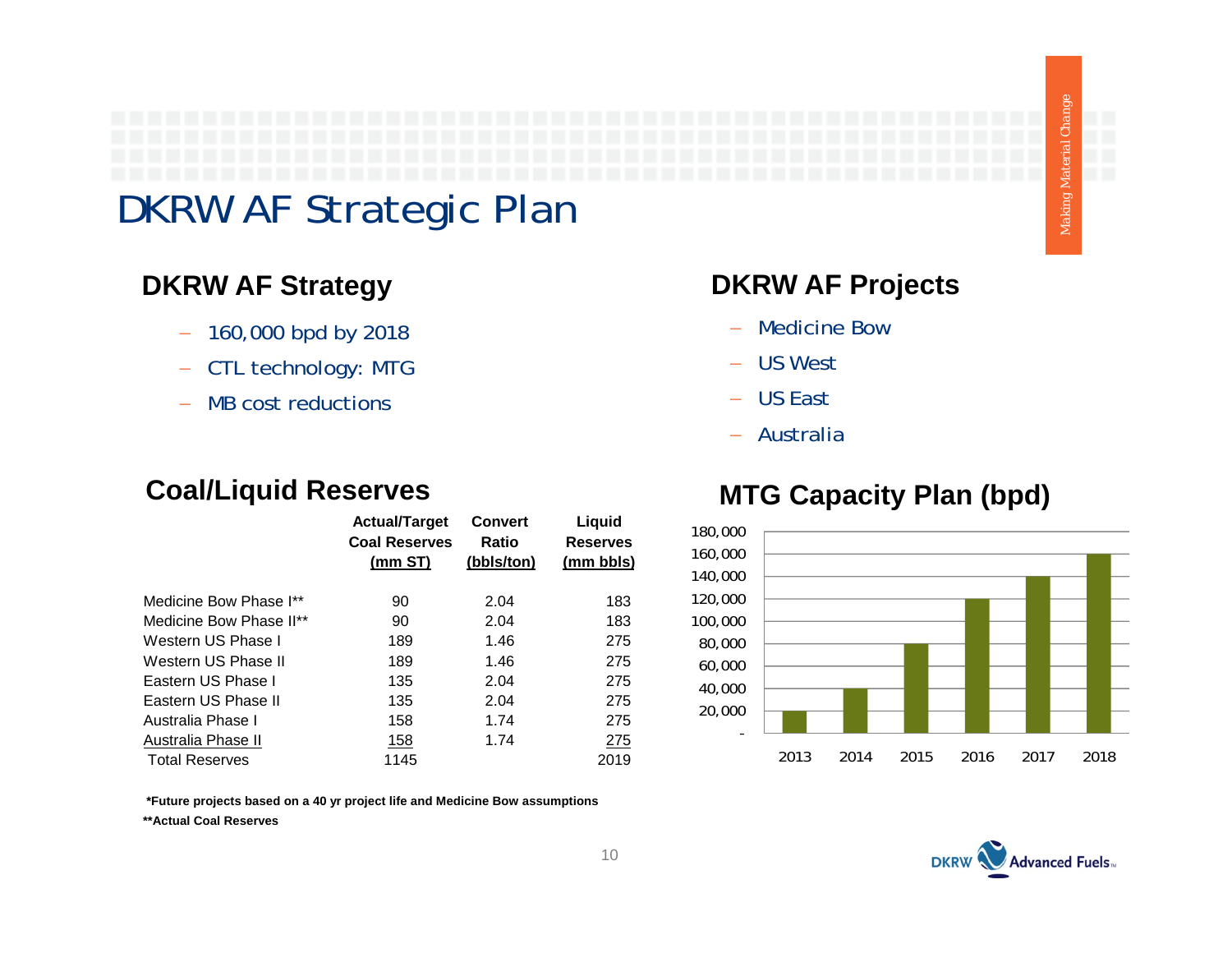# DKRW AF Strategic Plan

## DKRW AF Strategy

- 160,000 bpd by 2018
- CTL technology: MTG
- MB cost reductions

## DKRW AF Projects

- Medicine Bow
- US West
- US East
- Australia

## Coal/Liquid Reserves

| | Actual/Target Coal Reserves (mm ST) | Convert Ratio (bbls/ton) | Liquid Reserves (mm bbls) |
|---|---|---|---|
| Medicine Bow Phase I** | 90 | 2.04 | 183 |
| Medicine Bow Phase II** | 90 | 2.04 | 183 |
| Western US Phase I | 189 | 1.46 | 275 |
| Western US Phase II | 189 | 1.46 | 275 |
| Eastern US Phase I | 135 | 2.04 | 275 |
| Eastern US Phase II | 135 | 2.04 | 275 |
| Australia Phase I | 158 | 1.74 | 275 |
| Australia Phase II | 158 | 1.74 | 275 |
| Total Reserves | 1145 | | 2019 |

**\*Future projects based on a 40 yr project life and Medicine Bow assumptions**

**\*\*Actual Coal Reserves**

## MTG Capacity Plan (bpd)

| Year | Capacity (bpd) |
|---|---|
| 2013 | 20,000 |
| 2014 | 40,000 |
| 2015 | 80,000 |
| 2016 | 120,000 |
| 2017 | 140,000 |
| 2018 | 160,000 |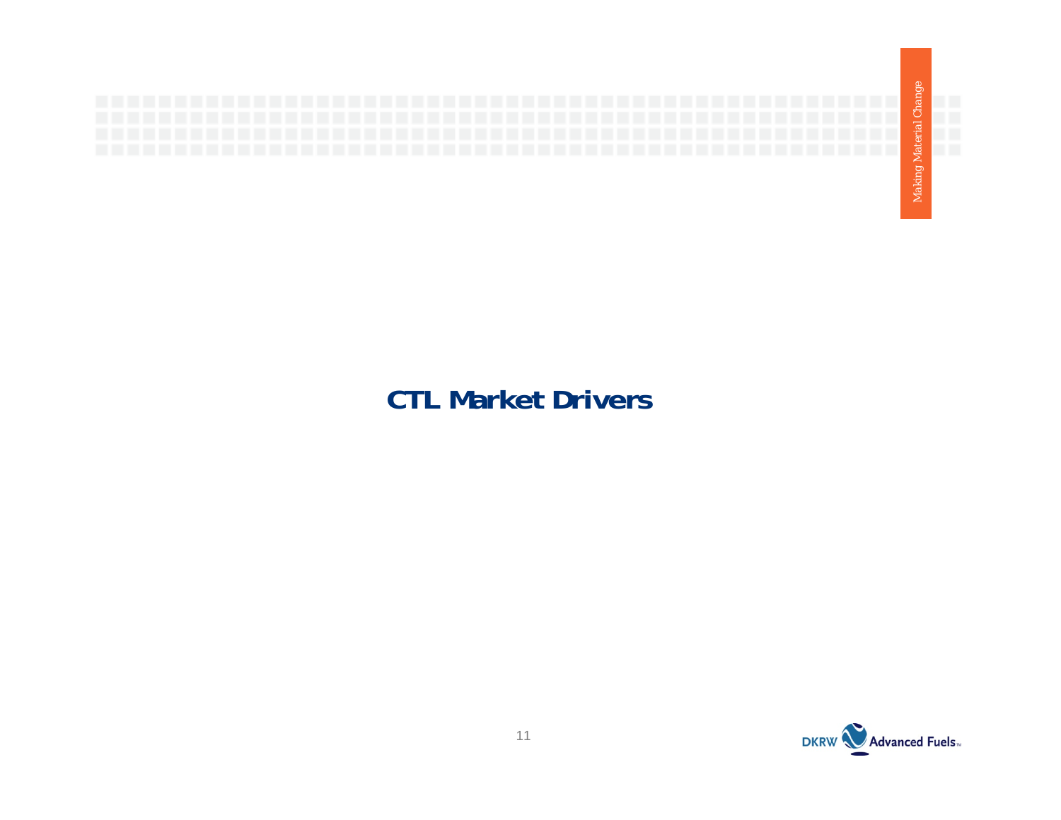# CTL Market Drivers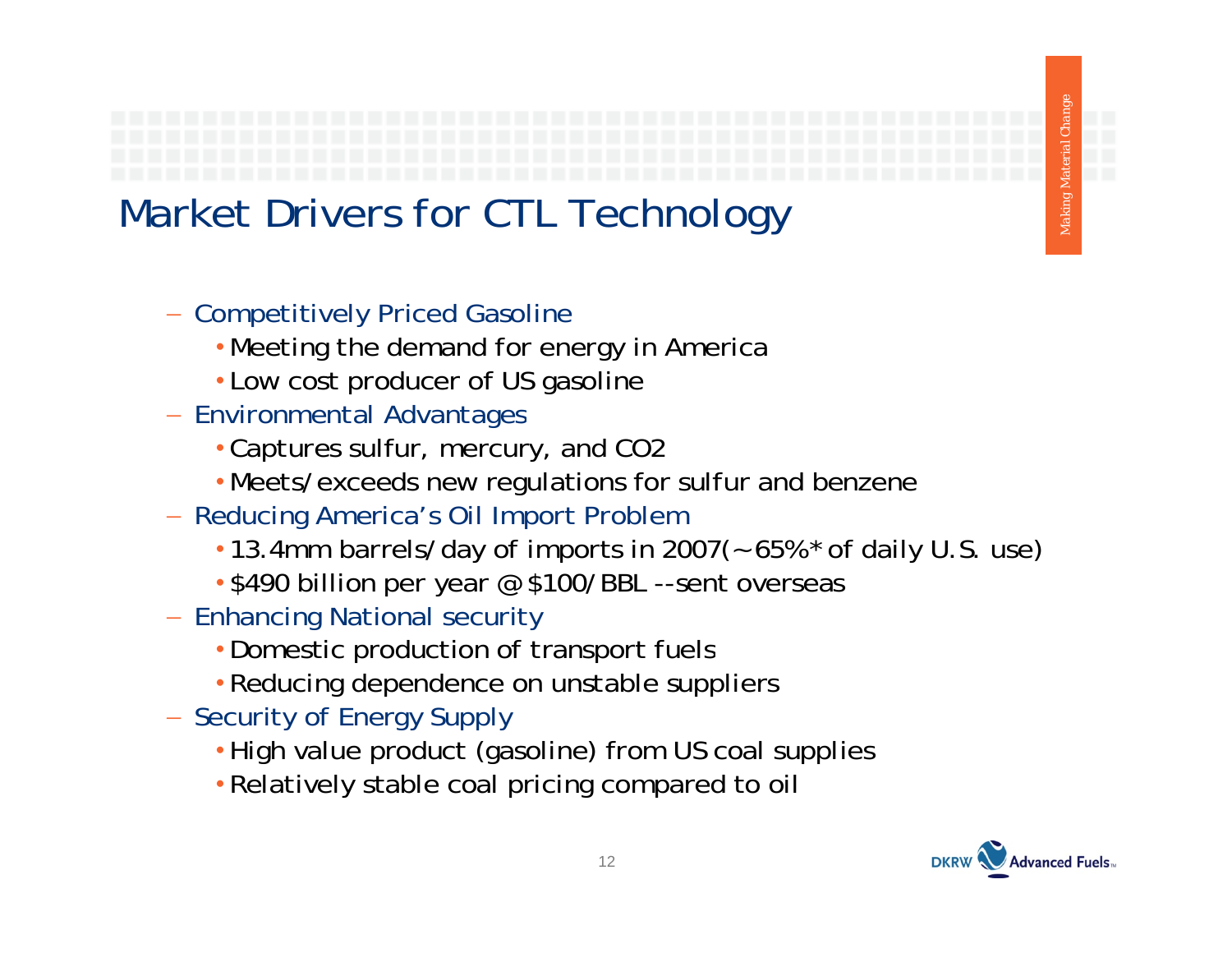# Market Drivers for CTL Technology

- Competitively Priced Gasoline
  - Meeting the demand for energy in America
  - Low cost producer of US gasoline
- Environmental Advantages
  - Captures sulfur, mercury, and CO2
  - Meets/exceeds new regulations for sulfur and benzene
- Reducing America's Oil Import Problem
  - 13.4mm barrels/day of imports in 2007(~65%* of daily U.S. use)
  - $490 billion per year @ $100/BBL --sent overseas
- Enhancing National security
  - Domestic production of transport fuels
  - Reducing dependence on unstable suppliers
- Security of Energy Supply
  - High value product (gasoline) from US coal supplies
  - Relatively stable coal pricing compared to oil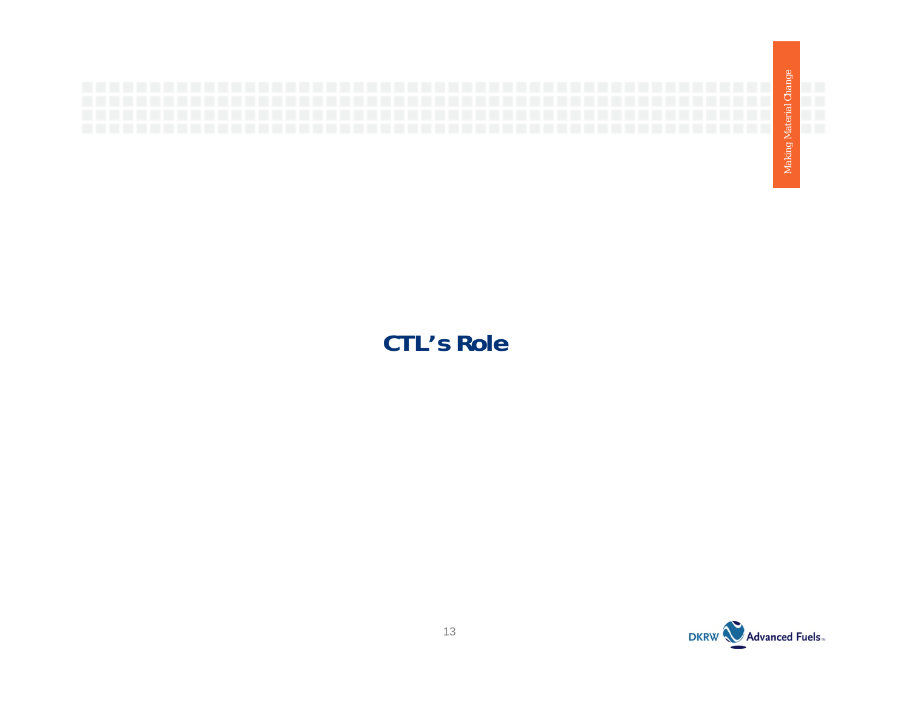# CTL's Role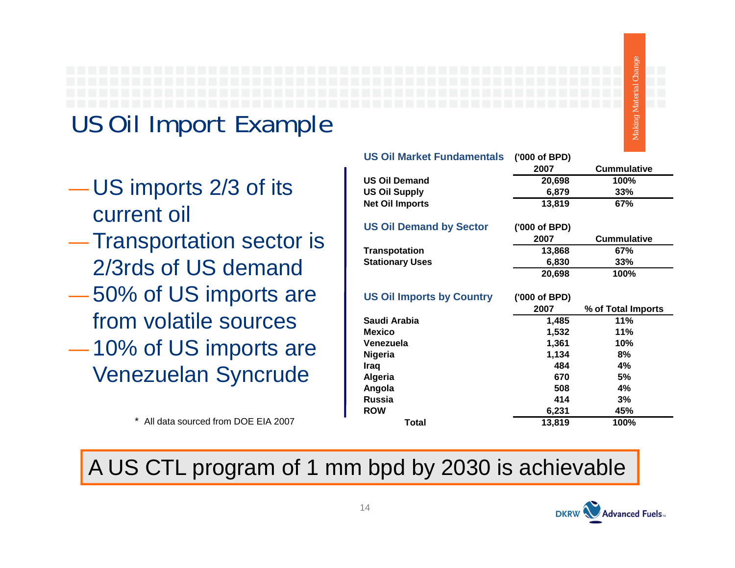# US Oil Import Example

- US imports 2/3 of its current oil
- Transportation sector is 2/3rds of US demand
- 50% of US imports are from volatile sources
- 10% of US imports are Venezuelan Syncrude

\* All data sourced from DOE EIA 2007

| US Oil Market Fundamentals | ('000 of BPD) 2007 | Cummulative |
|---|---|---|
| US Oil Demand | 20,698 | 100% |
| US Oil Supply | 6,879 | 33% |
| Net Oil Imports | 13,819 | 67% |

| US Oil Demand by Sector | ('000 of BPD) 2007 | Cummulative |
|---|---|---|
| Transpotation | 13,868 | 67% |
| Stationary Uses | 6,830 | 33% |
| | 20,698 | 100% |

| US Oil Imports by Country | ('000 of BPD) 2007 | % of Total Imports |
|---|---|---|
| Saudi Arabia | 1,485 | 11% |
| Mexico | 1,532 | 11% |
| Venezuela | 1,361 | 10% |
| Nigeria | 1,134 | 8% |
| Iraq | 484 | 4% |
| Algeria | 670 | 5% |
| Angola | 508 | 4% |
| Russia | 414 | 3% |
| ROW | 6,231 | 45% |
| Total | 13,819 | 100% |

A US CTL program of 1 mm bpd by 2030 is achievable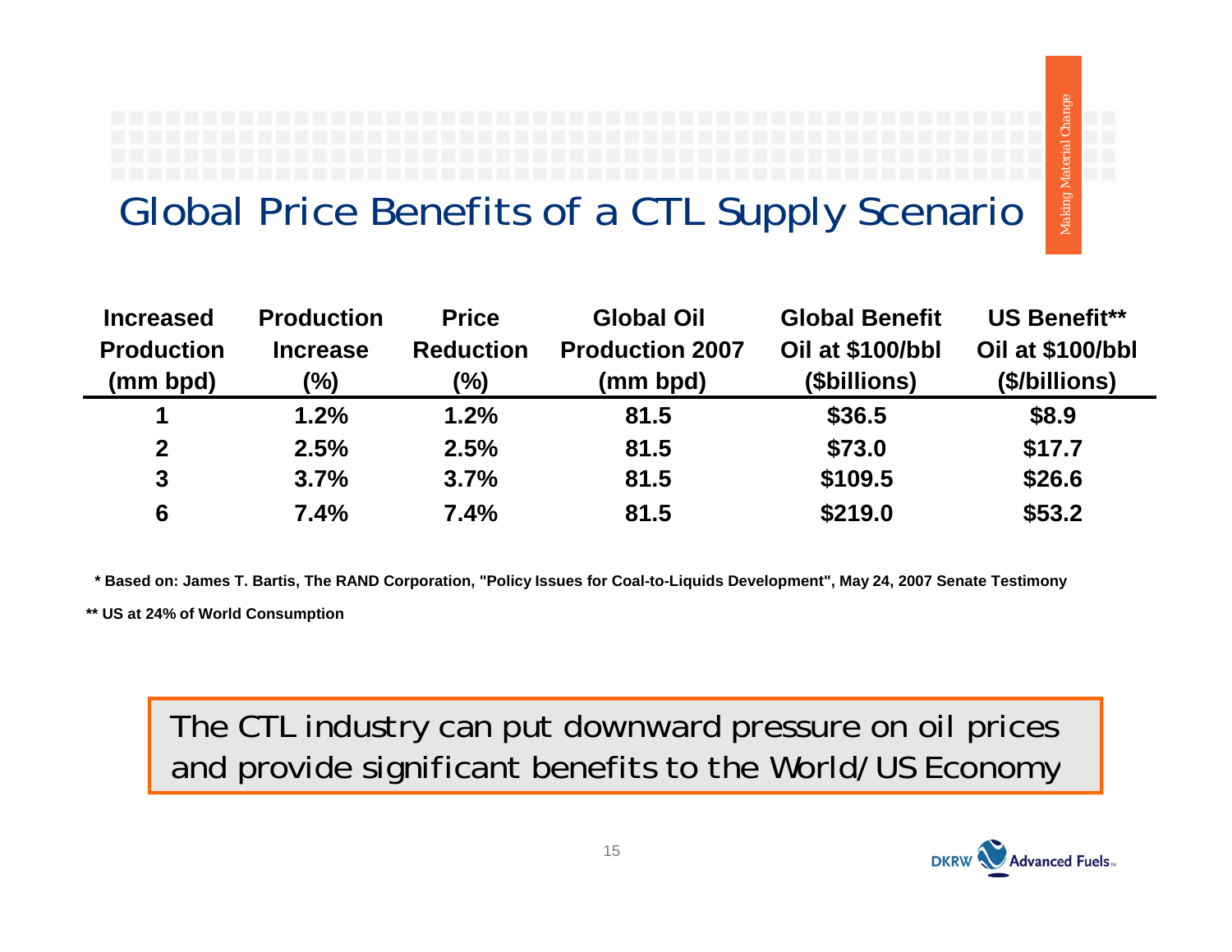# Global Price Benefits of a CTL Supply Scenario

| Increased Production (mm bpd) | Production Increase (%) | Price Reduction (%) | Global Oil Production 2007 (mm bpd) | Global Benefit Oil at $100/bbl ($billions) | US Benefit** Oil at $100/bbl ($/billions) |
|---|---|---|---|---|---|
| 1 | 1.2% | 1.2% | 81.5 | $36.5 | $8.9 |
| 2 | 2.5% | 2.5% | 81.5 | $73.0 | $17.7 |
| 3 | 3.7% | 3.7% | 81.5 | $109.5 | $26.6 |
| 6 | 7.4% | 7.4% | 81.5 | $219.0 | $53.2 |

**\* Based on: James T. Bartis, The RAND Corporation, "Policy Issues for Coal-to-Liquids Development", May 24, 2007 Senate Testimony**

**\*\* US at 24% of World Consumption**

The CTL industry can put downward pressure on oil prices and provide significant benefits to the World/US Economy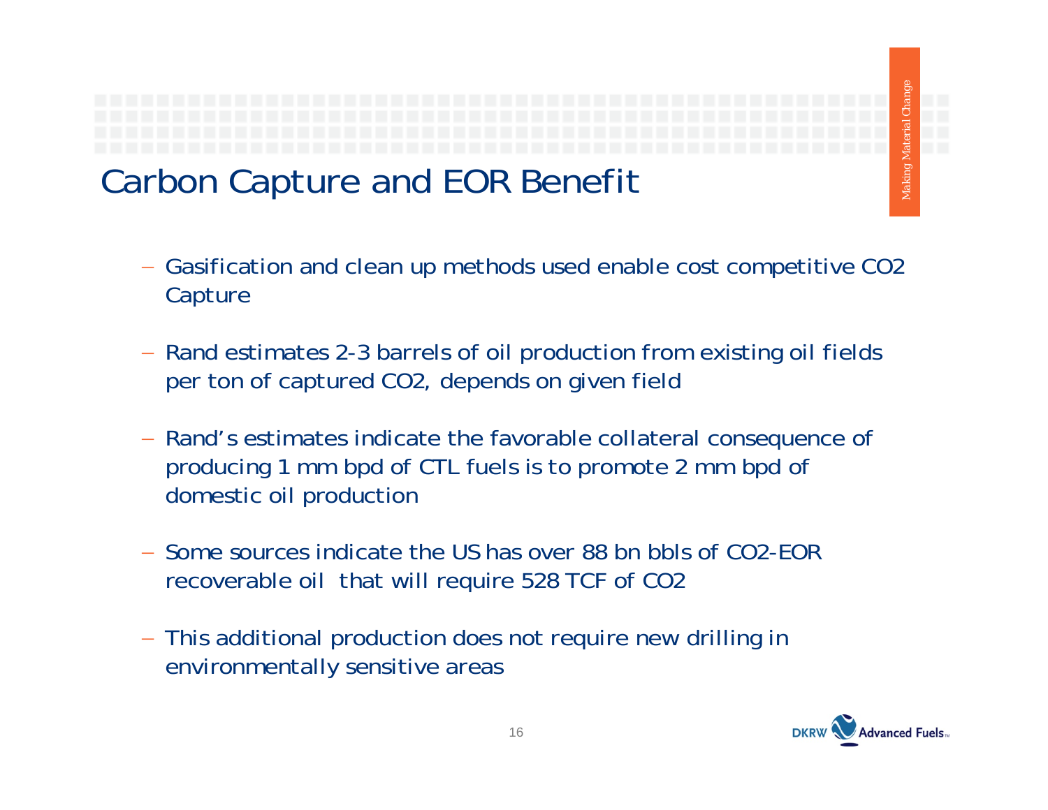# Carbon Capture and EOR Benefit

- Gasification and clean up methods used enable cost competitive CO2 Capture
- Rand estimates 2-3 barrels of oil production from existing oil fields per ton of captured CO2, depends on given field
- Rand's estimates indicate the favorable collateral consequence of producing 1 mm bpd of CTL fuels is to promote 2 mm bpd of domestic oil production
- Some sources indicate the US has over 88 bn bbls of CO2-EOR recoverable oil that will require 528 TCF of CO2
- This additional production does not require new drilling in environmentally sensitive areas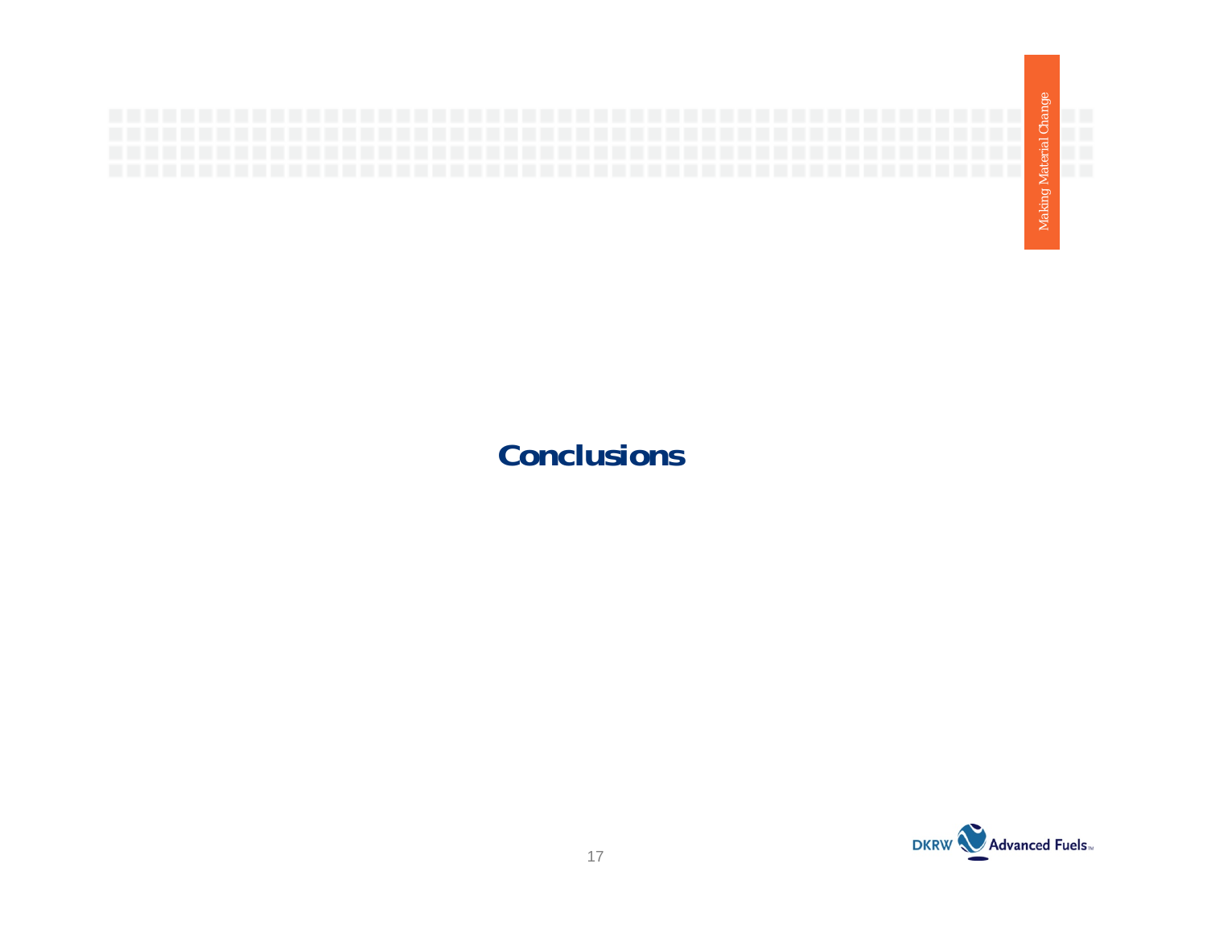# Conclusions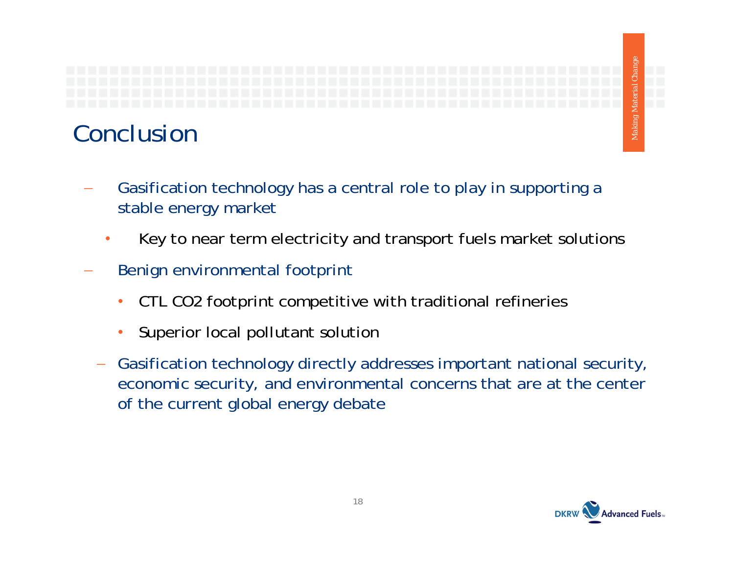# Conclusion

- Gasification technology has a central role to play in supporting a stable energy market
  - Key to near term electricity and transport fuels market solutions
- Benign environmental footprint
  - CTL $CO_2$ footprint competitive with traditional refineries
  - Superior local pollutant solution
- Gasification technology directly addresses important national security, economic security, and environmental concerns that are at the center of the current global energy debate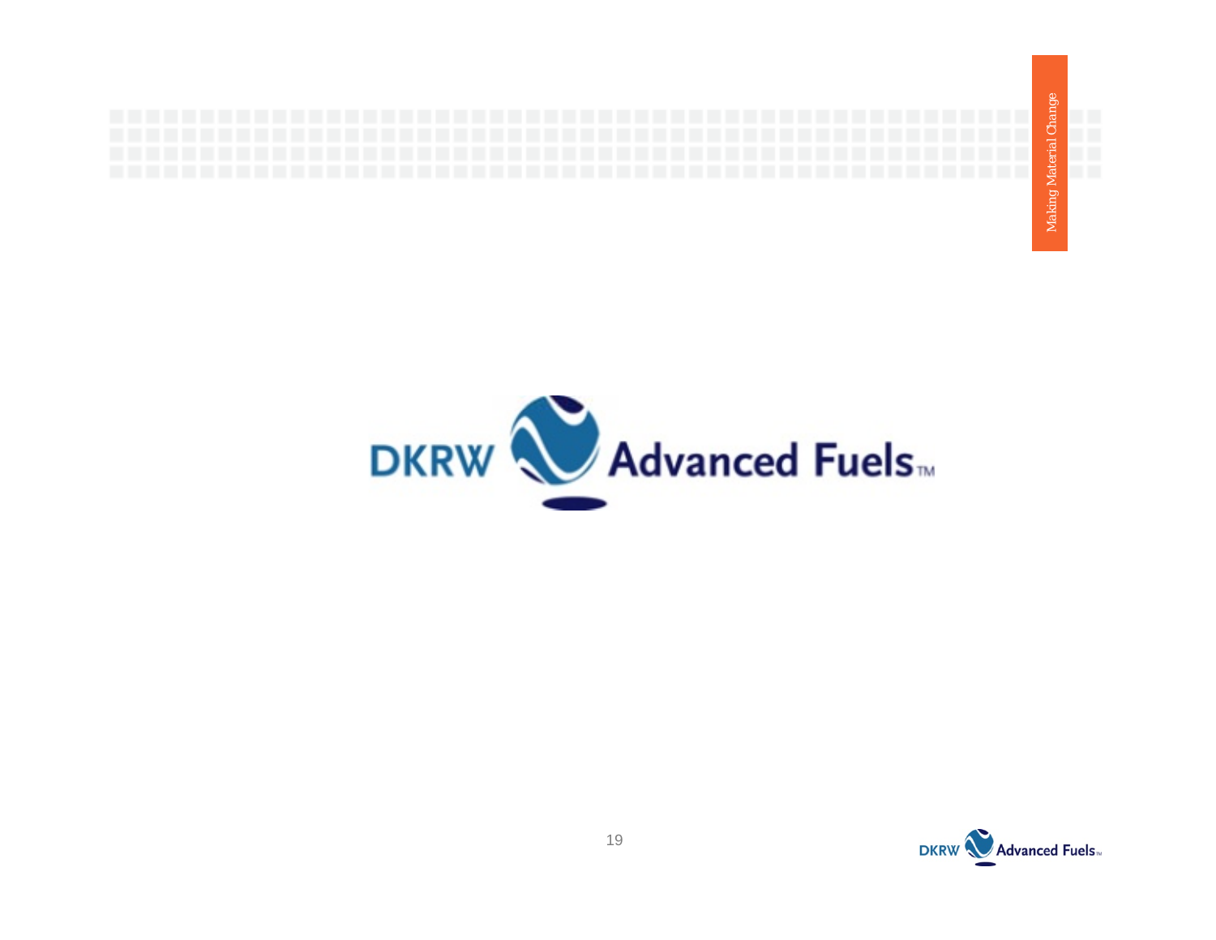Making Material Change

DKRW Advanced Fuels™